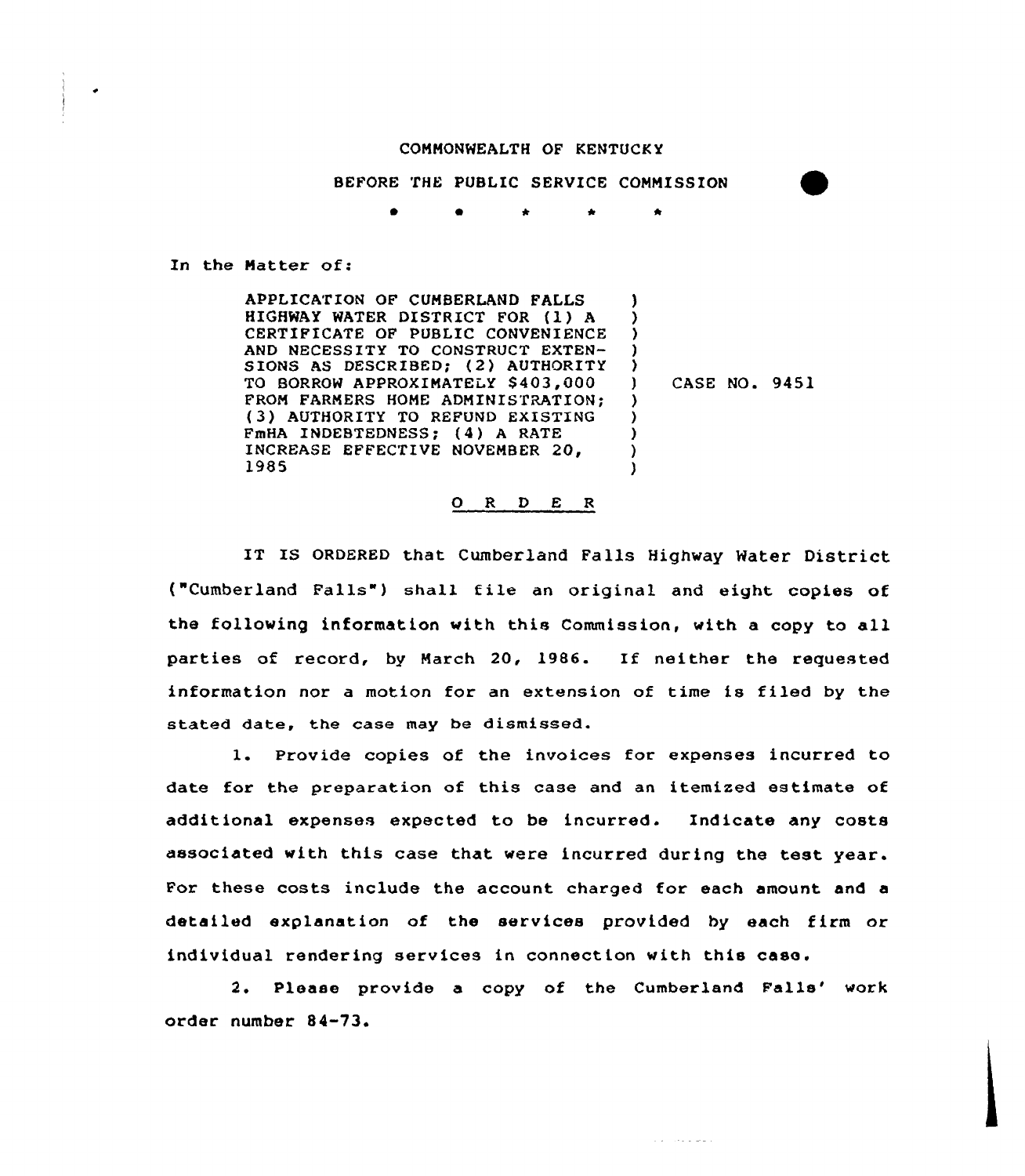COMMONWEALTH OF KENTUCKY

BEFORE THE PUBLIC SERVICE COMMISSION

\* \* \* \* \*

In the Matter of:

| | |
|---|---|
| APPLICATION OF CUMBERLAND FALLS HIGHWAY WATER DISTRICT FOR (1) A CERTIFICATE OF PUBLIC CONVENIENCE AND NECESSITY TO CONSTRUCT EXTENSIONS AS DESCRIBED; (2) AUTHORITY TO BORROW APPROXIMATELY $403,000 FROM FARMERS HOME ADMINISTRATION; (3) AUTHORITY TO REFUND EXISTING FmHA INDEBTEDNESS; (4) A RATE INCREASE EFFECTIVE NOVEMBER 20, 1985 | CASE NO. 9451 |

## O R D E R

IT IS ORDERED that Cumberland Falls Highway Water District ("Cumberland Falls") shall file an original and eight copies of the following information with this Commission, with a copy to all parties of record, by March 20, 1986. If neither the requested information nor a motion for an extension of time is filed by the stated date, the case may be dismissed.

1. Provide copies of the invoices for expenses incurred to date for the preparation of this case and an itemized estimate of additional expenses expected to be incurred. Indicate any costs associated with this case that were incurred during the test year. For these costs include the account charged for each amount and a detailed explanation of the services provided by each firm or individual rendering services in connection with this case.

2. Please provide a copy of the Cumberland Falls' work order number 84-73.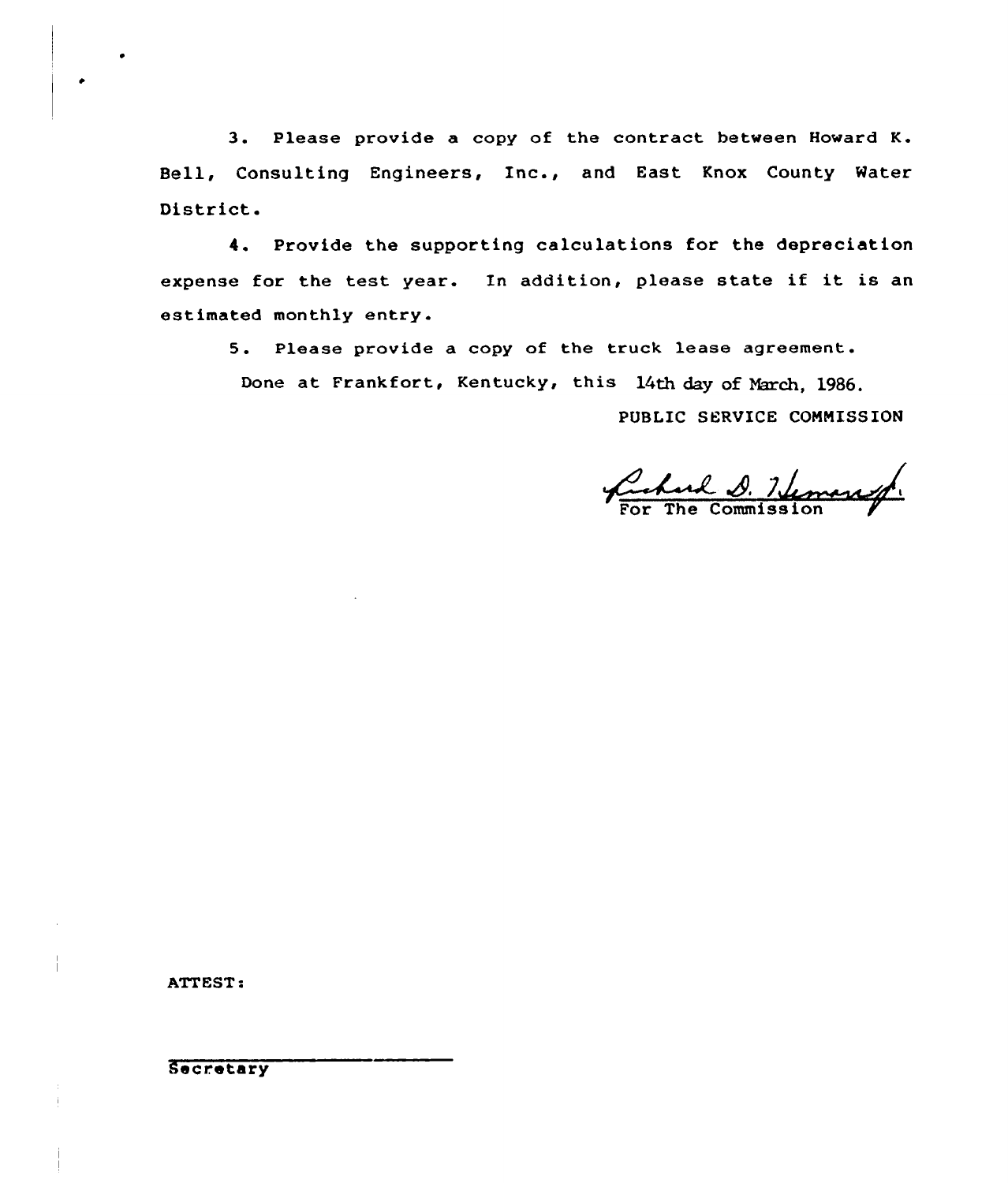3. Please provide a copy of the contract between Howard K. Bell, Consulting Engineers, Inc., and East Knox County Water District.

4. Provide the supporting calculations for the depreciation expense for the test year. In addition, please state if it is an estimated monthly entry.

5. Please provide a copy of the truck lease agreement.

Done at Frankfort, Kentucky, this 14th day of March, 1986.

PUBLIC SERVICE COMMISSION

Richard D. Heman Jr.
For The Commission

ATTEST:

Secretary